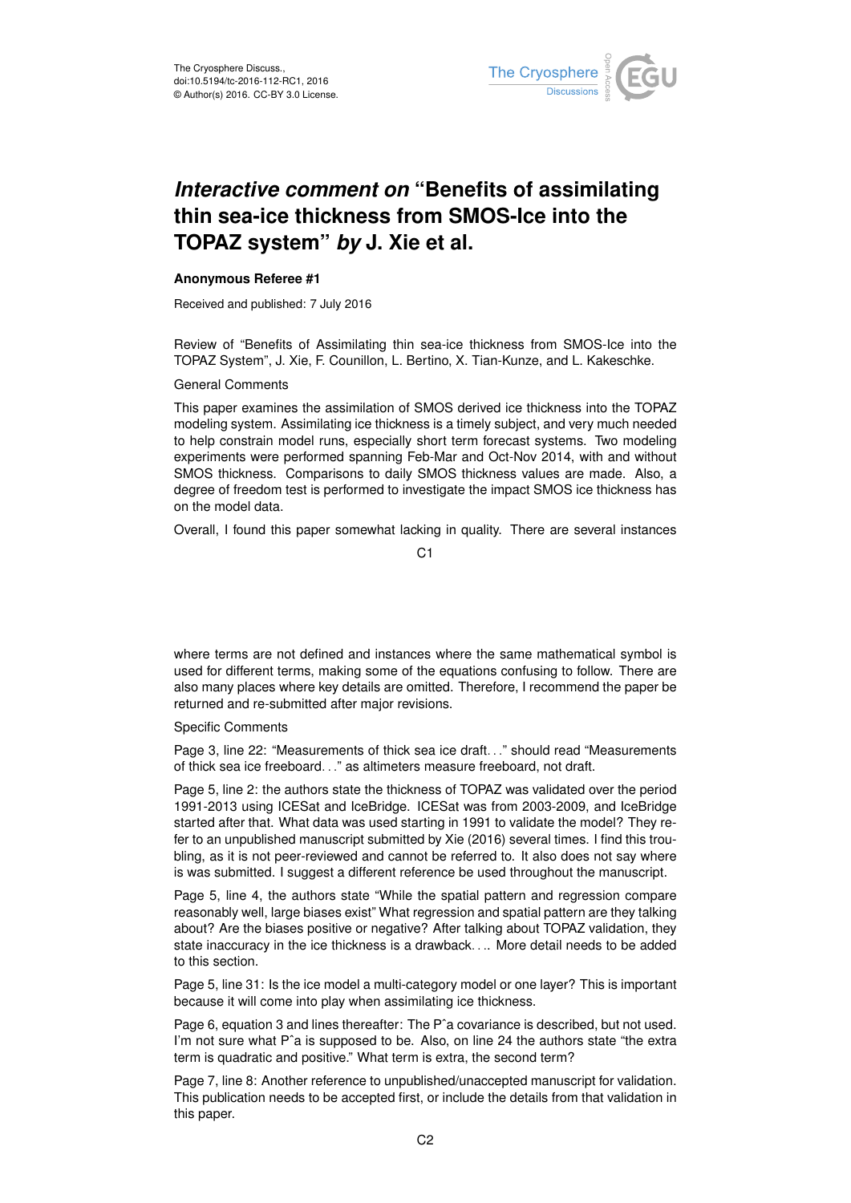# *Interactive comment on* "Benefits of assimilating thin sea-ice thickness from SMOS-Ice into the TOPAZ system" *by* J. Xie et al.

**Anonymous Referee #1**

Received and published: 7 July 2016

Review of "Benefits of Assimilating thin sea-ice thickness from SMOS-Ice into the TOPAZ System", J. Xie, F. Counillon, L. Bertino, X. Tian-Kunze, and L. Kakeschke.

General Comments

This paper examines the assimilation of SMOS derived ice thickness into the TOPAZ modeling system. Assimilating ice thickness is a timely subject, and very much needed to help constrain model runs, especially short term forecast systems. Two modeling experiments were performed spanning Feb-Mar and Oct-Nov 2014, with and without SMOS thickness. Comparisons to daily SMOS thickness values are made. Also, a degree of freedom test is performed to investigate the impact SMOS ice thickness has on the model data.

Overall, I found this paper somewhat lacking in quality. There are several instances where terms are not defined and instances where the same mathematical symbol is used for different terms, making some of the equations confusing to follow. There are also many places where key details are omitted. Therefore, I recommend the paper be returned and re-submitted after major revisions.

Specific Comments

Page 3, line 22: "Measurements of thick sea ice draft..." should read "Measurements of thick sea ice freeboard..." as altimeters measure freeboard, not draft.

Page 5, line 2: the authors state the thickness of TOPAZ was validated over the period 1991-2013 using ICESat and IceBridge. ICESat was from 2003-2009, and IceBridge started after that. What data was used starting in 1991 to validate the model? They refer to an unpublished manuscript submitted by Xie (2016) several times. I find this troubling, as it is not peer-reviewed and cannot be referred to. It also does not say where is was submitted. I suggest a different reference be used throughout the manuscript.

Page 5, line 4, the authors state "While the spatial pattern and regression compare reasonably well, large biases exist" What regression and spatial pattern are they talking about? Are the biases positive or negative? After talking about TOPAZ validation, they state inaccuracy in the ice thickness is a drawback.... More detail needs to be added to this section.

Page 5, line 31: Is the ice model a multi-category model or one layer? This is important because it will come into play when assimilating ice thickness.

Page 6, equation 3 and lines thereafter: The Pˆa covariance is described, but not used. I'm not sure what Pˆa is supposed to be. Also, on line 24 the authors state "the extra term is quadratic and positive." What term is extra, the second term?

Page 7, line 8: Another reference to unpublished/unaccepted manuscript for validation. This publication needs to be accepted first, or include the details from that validation in this paper.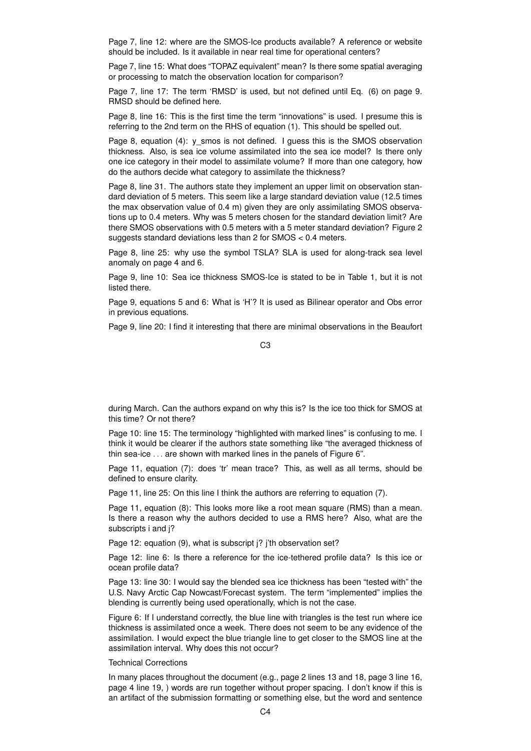Page 7, line 12: where are the SMOS-Ice products available? A reference or website should be included. Is it available in near real time for operational centers?

Page 7, line 15: What does "TOPAZ equivalent" mean? Is there some spatial averaging or processing to match the observation location for comparison?

Page 7, line 17: The term 'RMSD' is used, but not defined until Eq. (6) on page 9. RMSD should be defined here.

Page 8, line 16: This is the first time the term "innovations" is used. I presume this is referring to the 2nd term on the RHS of equation (1). This should be spelled out.

Page 8, equation (4): y_smos is not defined. I guess this is the SMOS observation thickness. Also, is sea ice volume assimilated into the sea ice model? Is there only one ice category in their model to assimilate volume? If more than one category, how do the authors decide what category to assimilate the thickness?

Page 8, line 31. The authors state they implement an upper limit on observation standard deviation of 5 meters. This seem like a large standard deviation value (12.5 times the max observation value of 0.4 m) given they are only assimilating SMOS observations up to 0.4 meters. Why was 5 meters chosen for the standard deviation limit? Are there SMOS observations with 0.5 meters with a 5 meter standard deviation? Figure 2 suggests standard deviations less than 2 for SMOS < 0.4 meters.

Page 8, line 25: why use the symbol TSLA? SLA is used for along-track sea level anomaly on page 4 and 6.

Page 9, line 10: Sea ice thickness SMOS-Ice is stated to be in Table 1, but it is not listed there.

Page 9, equations 5 and 6: What is 'H'? It is used as Bilinear operator and Obs error in previous equations.

Page 9, line 20: I find it interesting that there are minimal observations in the Beaufort during March. Can the authors expand on why this is? Is the ice too thick for SMOS at this time? Or not there?

Page 10: line 15: The terminology "highlighted with marked lines" is confusing to me. I think it would be clearer if the authors state something like "the averaged thickness of thin sea-ice ... are shown with marked lines in the panels of Figure 6".

Page 11, equation (7): does 'tr' mean trace? This, as well as all terms, should be defined to ensure clarity.

Page 11, line 25: On this line I think the authors are referring to equation (7).

Page 11, equation (8): This looks more like a root mean square (RMS) than a mean. Is there a reason why the authors decided to use a RMS here? Also, what are the subscripts i and j?

Page 12: equation (9), what is subscript j? j'th observation set?

Page 12: line 6: Is there a reference for the ice-tethered profile data? Is this ice or ocean profile data?

Page 13: line 30: I would say the blended sea ice thickness has been "tested with" the U.S. Navy Arctic Cap Nowcast/Forecast system. The term "implemented" implies the blending is currently being used operationally, which is not the case.

Figure 6: If I understand correctly, the blue line with triangles is the test run where ice thickness is assimilated once a week. There does not seem to be any evidence of the assimilation. I would expect the blue triangle line to get closer to the SMOS line at the assimilation interval. Why does this not occur?

Technical Corrections

In many places throughout the document (e.g., page 2 lines 13 and 18, page 3 line 16, page 4 line 19, ) words are run together without proper spacing. I don't know if this is an artifact of the submission formatting or something else, but the word and sentence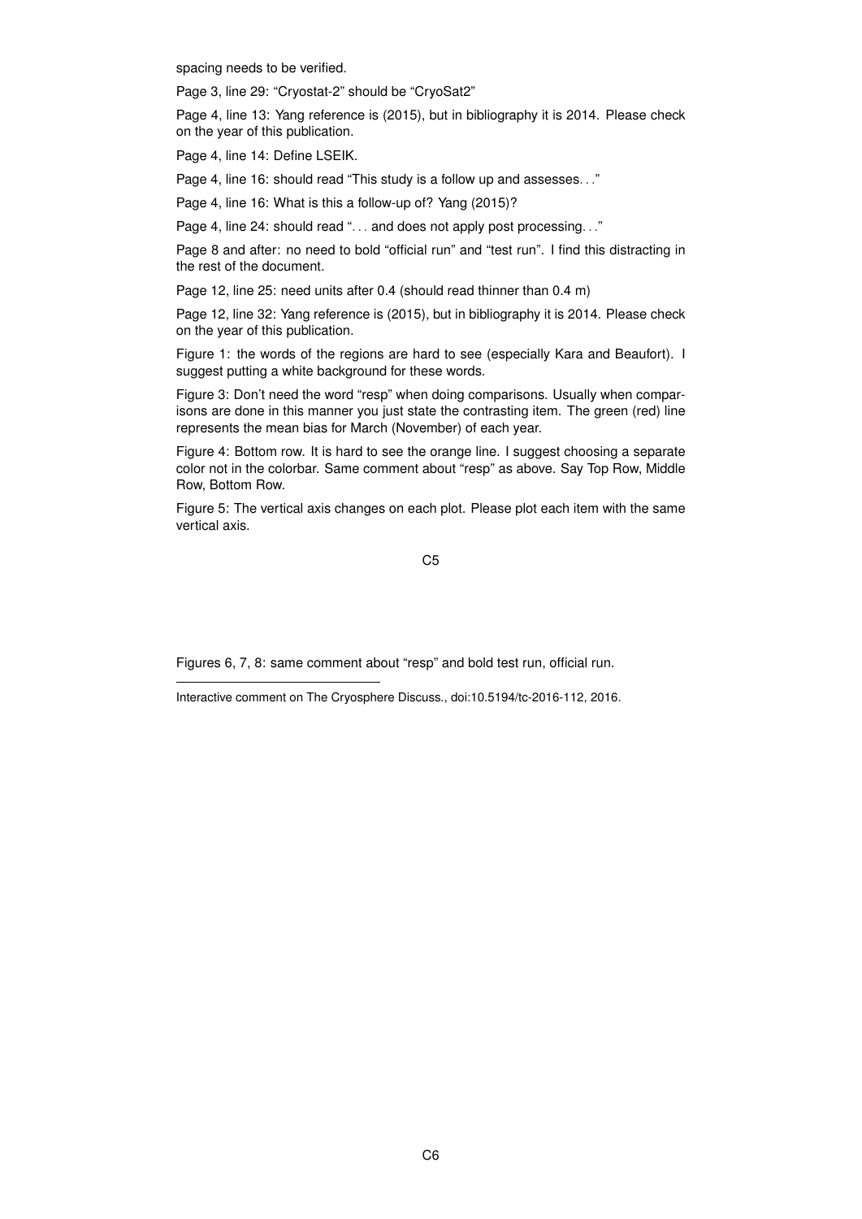spacing needs to be verified.

Page 3, line 29: “Cryostat-2” should be “CryoSat2”

Page 4, line 13: Yang reference is (2015), but in bibliography it is 2014. Please check on the year of this publication.

Page 4, line 14: Define LSEIK.

Page 4, line 16: should read “This study is a follow up and assesses…”

Page 4, line 16: What is this a follow-up of? Yang (2015)?

Page 4, line 24: should read “… and does not apply post processing…”

Page 8 and after: no need to bold “official run” and “test run”. I find this distracting in the rest of the document.

Page 12, line 25: need units after 0.4 (should read thinner than 0.4 m)

Page 12, line 32: Yang reference is (2015), but in bibliography it is 2014. Please check on the year of this publication.

Figure 1: the words of the regions are hard to see (especially Kara and Beaufort). I suggest putting a white background for these words.

Figure 3: Don’t need the word “resp” when doing comparisons. Usually when comparisons are done in this manner you just state the contrasting item. The green (red) line represents the mean bias for March (November) of each year.

Figure 4: Bottom row. It is hard to see the orange line. I suggest choosing a separate color not in the colorbar. Same comment about “resp” as above. Say Top Row, Middle Row, Bottom Row.

Figure 5: The vertical axis changes on each plot. Please plot each item with the same vertical axis.

Figures 6, 7, 8: same comment about “resp” and bold test run, official run.

---

Interactive comment on The Cryosphere Discuss., doi:10.5194/tc-2016-112, 2016.